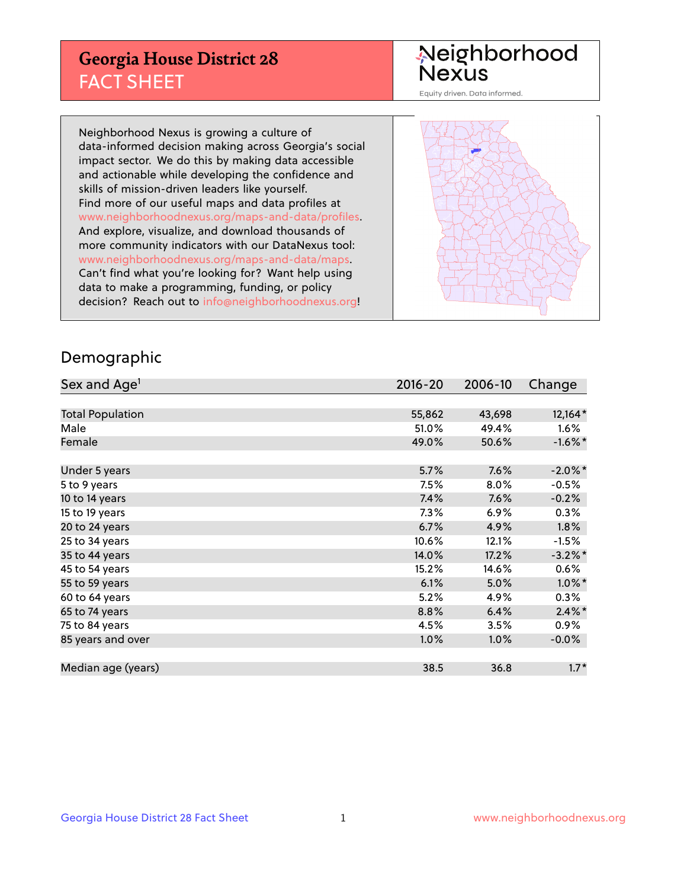# Georgia House District 28
## FACT SHEET

Neighborhood Nexus

Equity driven. Data informed.

Neighborhood Nexus is growing a culture of data-informed decision making across Georgia's social impact sector. We do this by making data accessible and actionable while developing the confidence and skills of mission-driven leaders like yourself. Find more of our useful maps and data profiles at www.neighborhoodnexus.org/maps-and-data/profiles. And explore, visualize, and download thousands of more community indicators with our DataNexus tool: www.neighborhoodnexus.org/maps-and-data/maps. Can't find what you're looking for? Want help using data to make a programming, funding, or policy decision? Reach out to info@neighborhoodnexus.org!

## Demographic

| Sex and Age[1] | 2016-20 | 2006-10 | Change |
|---|---|---|---|
| Total Population | 55,862 | 43,698 | 12,164* |
| Male | 51.0% | 49.4% | 1.6% |
| Female | 49.0% | 50.6% | -1.6%* |
| | | | |
| Under 5 years | 5.7% | 7.6% | -2.0%* |
| 5 to 9 years | 7.5% | 8.0% | -0.5% |
| 10 to 14 years | 7.4% | 7.6% | -0.2% |
| 15 to 19 years | 7.3% | 6.9% | 0.3% |
| 20 to 24 years | 6.7% | 4.9% | 1.8% |
| 25 to 34 years | 10.6% | 12.1% | -1.5% |
| 35 to 44 years | 14.0% | 17.2% | -3.2%* |
| 45 to 54 years | 15.2% | 14.6% | 0.6% |
| 55 to 59 years | 6.1% | 5.0% | 1.0%* |
| 60 to 64 years | 5.2% | 4.9% | 0.3% |
| 65 to 74 years | 8.8% | 6.4% | 2.4%* |
| 75 to 84 years | 4.5% | 3.5% | 0.9% |
| 85 years and over | 1.0% | 1.0% | -0.0% |
| | | | |
| Median age (years) | 38.5 | 36.8 | 1.7* |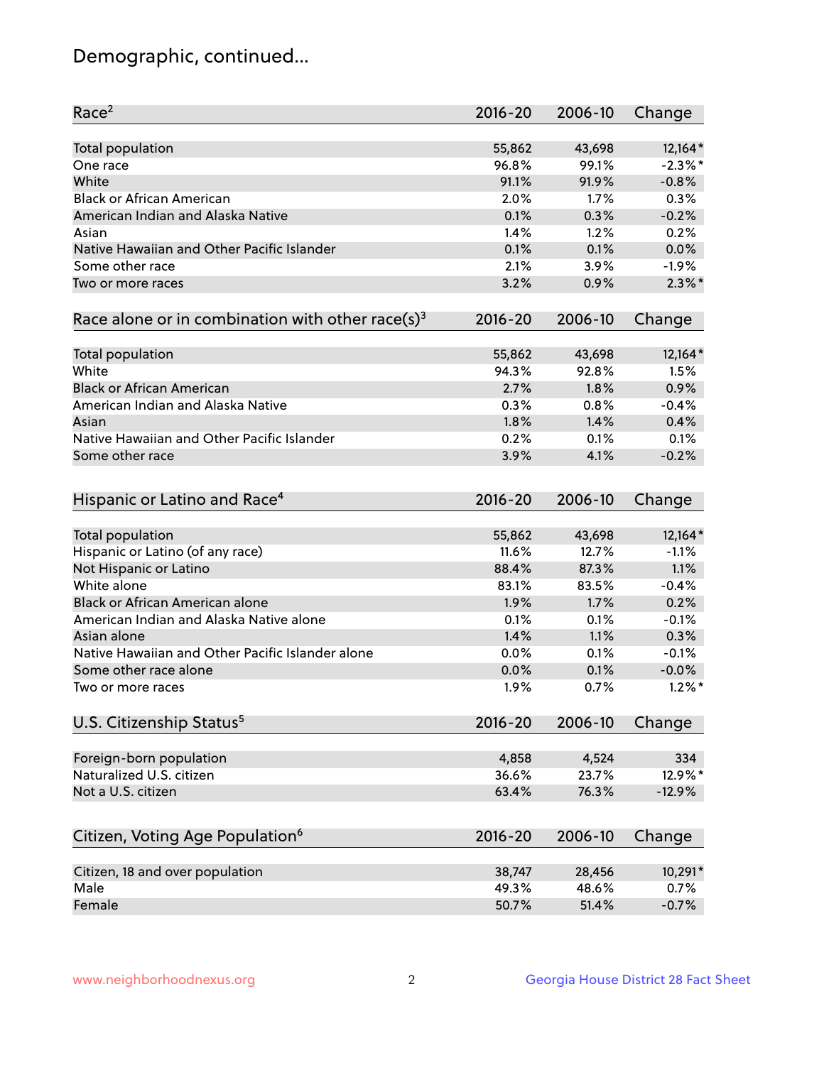# Demographic, continued...

| Race[2] | 2016-20 | 2006-10 | Change |
|---|---|---|---|
| Total population | 55,862 | 43,698 | 12,164* |
| One race | 96.8% | 99.1% | -2.3%* |
| White | 91.1% | 91.9% | -0.8% |
| Black or African American | 2.0% | 1.7% | 0.3% |
| American Indian and Alaska Native | 0.1% | 0.3% | -0.2% |
| Asian | 1.4% | 1.2% | 0.2% |
| Native Hawaiian and Other Pacific Islander | 0.1% | 0.1% | 0.0% |
| Some other race | 2.1% | 3.9% | -1.9% |
| Two or more races | 3.2% | 0.9% | 2.3%* |

| Race alone or in combination with other race(s)[3] | 2016-20 | 2006-10 | Change |
|---|---|---|---|
| Total population | 55,862 | 43,698 | 12,164* |
| White | 94.3% | 92.8% | 1.5% |
| Black or African American | 2.7% | 1.8% | 0.9% |
| American Indian and Alaska Native | 0.3% | 0.8% | -0.4% |
| Asian | 1.8% | 1.4% | 0.4% |
| Native Hawaiian and Other Pacific Islander | 0.2% | 0.1% | 0.1% |
| Some other race | 3.9% | 4.1% | -0.2% |

| Hispanic or Latino and Race[4] | 2016-20 | 2006-10 | Change |
|---|---|---|---|
| Total population | 55,862 | 43,698 | 12,164* |
| Hispanic or Latino (of any race) | 11.6% | 12.7% | -1.1% |
| Not Hispanic or Latino | 88.4% | 87.3% | 1.1% |
| White alone | 83.1% | 83.5% | -0.4% |
| Black or African American alone | 1.9% | 1.7% | 0.2% |
| American Indian and Alaska Native alone | 0.1% | 0.1% | -0.1% |
| Asian alone | 1.4% | 1.1% | 0.3% |
| Native Hawaiian and Other Pacific Islander alone | 0.0% | 0.1% | -0.1% |
| Some other race alone | 0.0% | 0.1% | -0.0% |
| Two or more races | 1.9% | 0.7% | 1.2%* |

| U.S. Citizenship Status[5] | 2016-20 | 2006-10 | Change |
|---|---|---|---|
| Foreign-born population | 4,858 | 4,524 | 334 |
| Naturalized U.S. citizen | 36.6% | 23.7% | 12.9%* |
| Not a U.S. citizen | 63.4% | 76.3% | -12.9% |

| Citizen, Voting Age Population[6] | 2016-20 | 2006-10 | Change |
|---|---|---|---|
| Citizen, 18 and over population | 38,747 | 28,456 | 10,291* |
| Male | 49.3% | 48.6% | 0.7% |
| Female | 50.7% | 51.4% | -0.7% |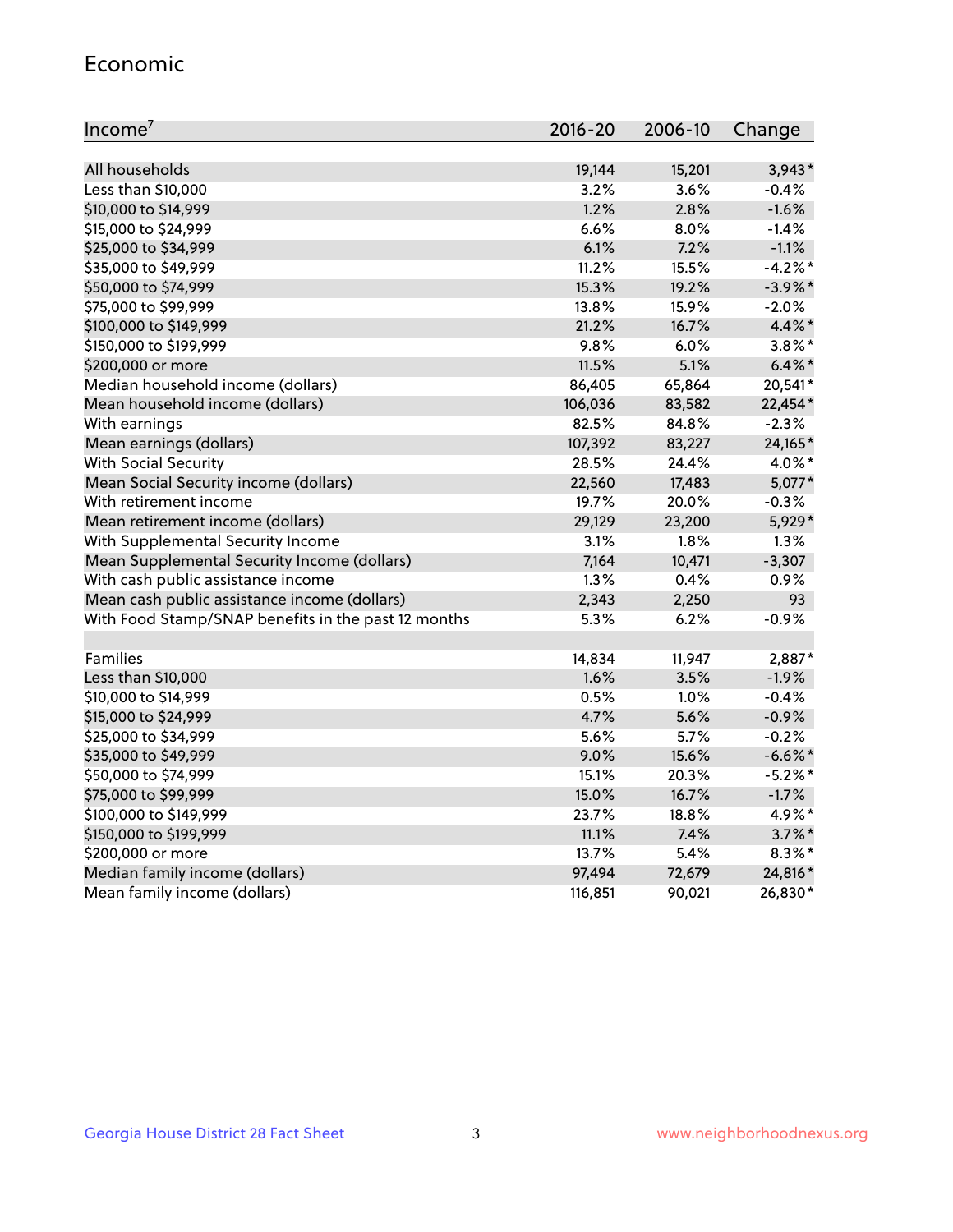## Economic

| Income[7] | 2016-20 | 2006-10 | Change |
|---|---|---|---|
| All households | 19,144 | 15,201 | 3,943* |
| Less than $10,000 | 3.2% | 3.6% | -0.4% |
| $10,000 to $14,999 | 1.2% | 2.8% | -1.6% |
| $15,000 to $24,999 | 6.6% | 8.0% | -1.4% |
| $25,000 to $34,999 | 6.1% | 7.2% | -1.1% |
| $35,000 to $49,999 | 11.2% | 15.5% | -4.2%* |
| $50,000 to $74,999 | 15.3% | 19.2% | -3.9%* |
| $75,000 to $99,999 | 13.8% | 15.9% | -2.0% |
| $100,000 to $149,999 | 21.2% | 16.7% | 4.4%* |
| $150,000 to $199,999 | 9.8% | 6.0% | 3.8%* |
| $200,000 or more | 11.5% | 5.1% | 6.4%* |
| Median household income (dollars) | 86,405 | 65,864 | 20,541* |
| Mean household income (dollars) | 106,036 | 83,582 | 22,454* |
| With earnings | 82.5% | 84.8% | -2.3% |
| Mean earnings (dollars) | 107,392 | 83,227 | 24,165* |
| With Social Security | 28.5% | 24.4% | 4.0%* |
| Mean Social Security income (dollars) | 22,560 | 17,483 | 5,077* |
| With retirement income | 19.7% | 20.0% | -0.3% |
| Mean retirement income (dollars) | 29,129 | 23,200 | 5,929* |
| With Supplemental Security Income | 3.1% | 1.8% | 1.3% |
| Mean Supplemental Security Income (dollars) | 7,164 | 10,471 | -3,307 |
| With cash public assistance income | 1.3% | 0.4% | 0.9% |
| Mean cash public assistance income (dollars) | 2,343 | 2,250 | 93 |
| With Food Stamp/SNAP benefits in the past 12 months | 5.3% | 6.2% | -0.9% |
| | | | |
| Families | 14,834 | 11,947 | 2,887* |
| Less than $10,000 | 1.6% | 3.5% | -1.9% |
| $10,000 to $14,999 | 0.5% | 1.0% | -0.4% |
| $15,000 to $24,999 | 4.7% | 5.6% | -0.9% |
| $25,000 to $34,999 | 5.6% | 5.7% | -0.2% |
| $35,000 to $49,999 | 9.0% | 15.6% | -6.6%* |
| $50,000 to $74,999 | 15.1% | 20.3% | -5.2%* |
| $75,000 to $99,999 | 15.0% | 16.7% | -1.7% |
| $100,000 to $149,999 | 23.7% | 18.8% | 4.9%* |
| $150,000 to $199,999 | 11.1% | 7.4% | 3.7%* |
| $200,000 or more | 13.7% | 5.4% | 8.3%* |
| Median family income (dollars) | 97,494 | 72,679 | 24,816* |
| Mean family income (dollars) | 116,851 | 90,021 | 26,830* |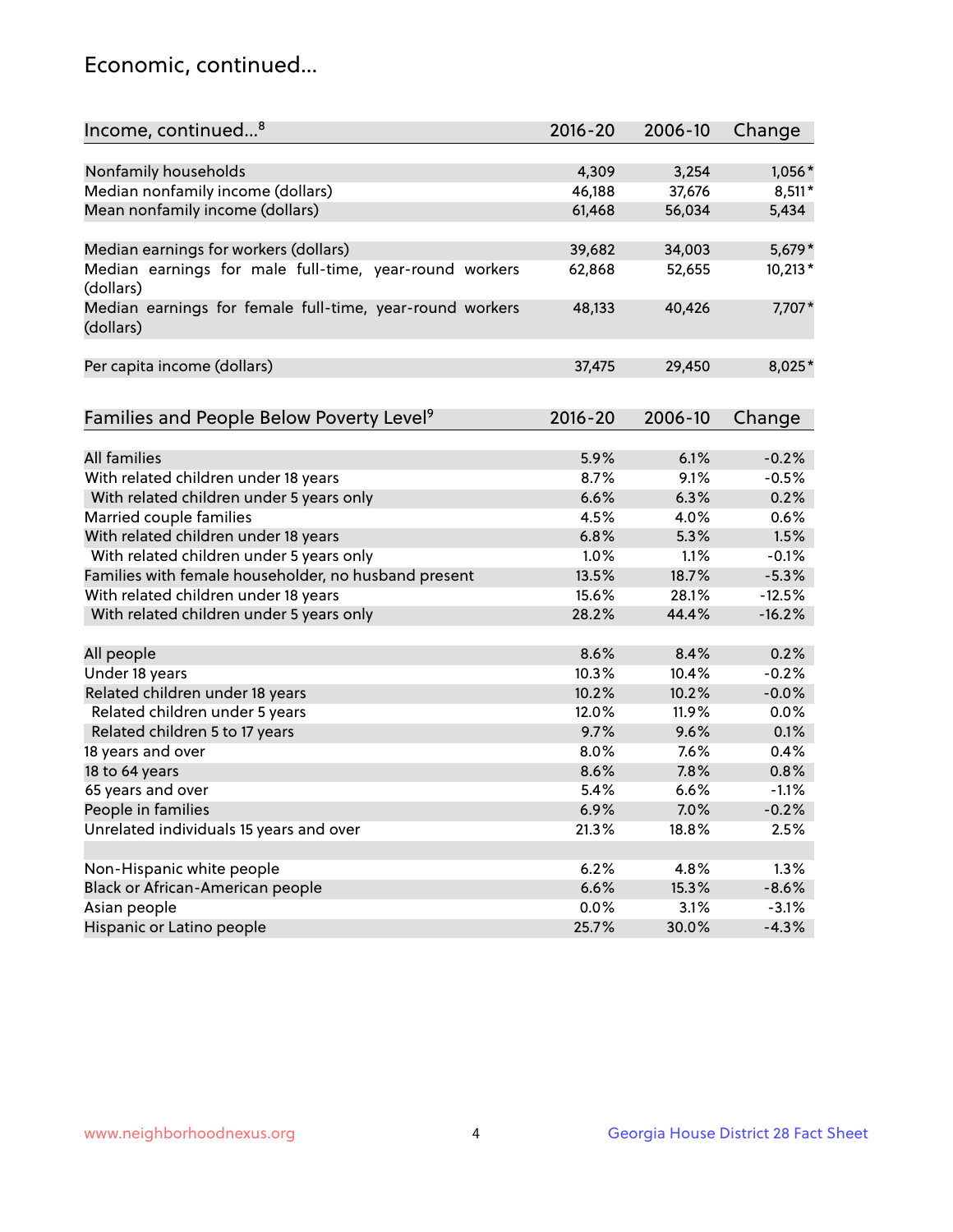## Economic, continued...

| Income, continued...[8] | 2016-20 | 2006-10 | Change |
|---|---|---|---|
| Nonfamily households | 4,309 | 3,254 | 1,056* |
| Median nonfamily income (dollars) | 46,188 | 37,676 | 8,511* |
| Mean nonfamily income (dollars) | 61,468 | 56,034 | 5,434 |
| Median earnings for workers (dollars) | 39,682 | 34,003 | 5,679* |
| Median earnings for male full-time, year-round workers (dollars) | 62,868 | 52,655 | 10,213* |
| Median earnings for female full-time, year-round workers (dollars) | 48,133 | 40,426 | 7,707* |
| Per capita income (dollars) | 37,475 | 29,450 | 8,025* |

| Families and People Below Poverty Level[9] | 2016-20 | 2006-10 | Change |
|---|---|---|---|
| All families | 5.9% | 6.1% | -0.2% |
| With related children under 18 years | 8.7% | 9.1% | -0.5% |
| With related children under 5 years only | 6.6% | 6.3% | 0.2% |
| Married couple families | 4.5% | 4.0% | 0.6% |
| With related children under 18 years | 6.8% | 5.3% | 1.5% |
| With related children under 5 years only | 1.0% | 1.1% | -0.1% |
| Families with female householder, no husband present | 13.5% | 18.7% | -5.3% |
| With related children under 18 years | 15.6% | 28.1% | -12.5% |
| With related children under 5 years only | 28.2% | 44.4% | -16.2% |
| All people | 8.6% | 8.4% | 0.2% |
| Under 18 years | 10.3% | 10.4% | -0.2% |
| Related children under 18 years | 10.2% | 10.2% | -0.0% |
| Related children under 5 years | 12.0% | 11.9% | 0.0% |
| Related children 5 to 17 years | 9.7% | 9.6% | 0.1% |
| 18 years and over | 8.0% | 7.6% | 0.4% |
| 18 to 64 years | 8.6% | 7.8% | 0.8% |
| 65 years and over | 5.4% | 6.6% | -1.1% |
| People in families | 6.9% | 7.0% | -0.2% |
| Unrelated individuals 15 years and over | 21.3% | 18.8% | 2.5% |
| Non-Hispanic white people | 6.2% | 4.8% | 1.3% |
| Black or African-American people | 6.6% | 15.3% | -8.6% |
| Asian people | 0.0% | 3.1% | -3.1% |
| Hispanic or Latino people | 25.7% | 30.0% | -4.3% |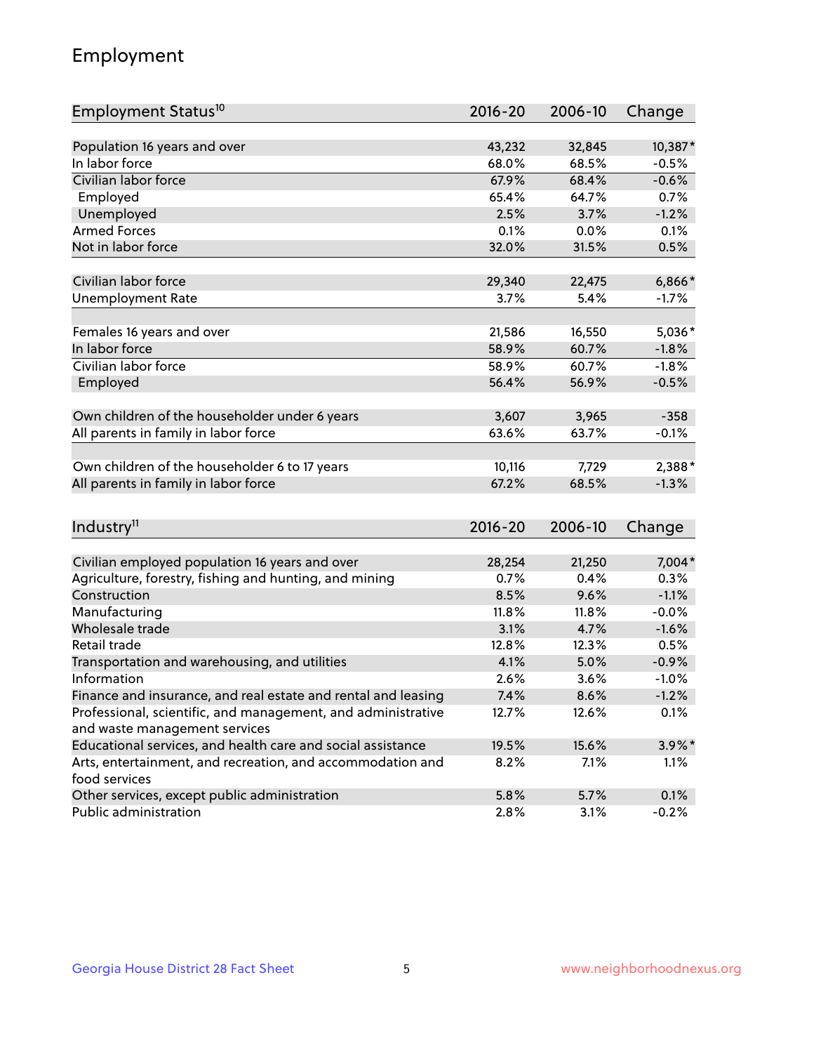## Employment

| Employment Status[10] | 2016-20 | 2006-10 | Change |
|---|---|---|---|
| Population 16 years and over | 43,232 | 32,845 | 10,387* |
| In labor force | 68.0% | 68.5% | -0.5% |
| Civilian labor force | 67.9% | 68.4% | -0.6% |
| Employed | 65.4% | 64.7% | 0.7% |
| Unemployed | 2.5% | 3.7% | -1.2% |
| Armed Forces | 0.1% | 0.0% | 0.1% |
| Not in labor force | 32.0% | 31.5% | 0.5% |
| | | | |
| Civilian labor force | 29,340 | 22,475 | 6,866* |
| Unemployment Rate | 3.7% | 5.4% | -1.7% |
| | | | |
| Females 16 years and over | 21,586 | 16,550 | 5,036* |
| In labor force | 58.9% | 60.7% | -1.8% |
| Civilian labor force | 58.9% | 60.7% | -1.8% |
| Employed | 56.4% | 56.9% | -0.5% |
| | | | |
| Own children of the householder under 6 years | 3,607 | 3,965 | -358 |
| All parents in family in labor force | 63.6% | 63.7% | -0.1% |
| | | | |
| Own children of the householder 6 to 17 years | 10,116 | 7,729 | 2,388* |
| All parents in family in labor force | 67.2% | 68.5% | -1.3% |

| Industry[11] | 2016-20 | 2006-10 | Change |
|---|---|---|---|
| Civilian employed population 16 years and over | 28,254 | 21,250 | 7,004* |
| Agriculture, forestry, fishing and hunting, and mining | 0.7% | 0.4% | 0.3% |
| Construction | 8.5% | 9.6% | -1.1% |
| Manufacturing | 11.8% | 11.8% | -0.0% |
| Wholesale trade | 3.1% | 4.7% | -1.6% |
| Retail trade | 12.8% | 12.3% | 0.5% |
| Transportation and warehousing, and utilities | 4.1% | 5.0% | -0.9% |
| Information | 2.6% | 3.6% | -1.0% |
| Finance and insurance, and real estate and rental and leasing | 7.4% | 8.6% | -1.2% |
| Professional, scientific, and management, and administrative and waste management services | 12.7% | 12.6% | 0.1% |
| Educational services, and health care and social assistance | 19.5% | 15.6% | 3.9%* |
| Arts, entertainment, and recreation, and accommodation and food services | 8.2% | 7.1% | 1.1% |
| Other services, except public administration | 5.8% | 5.7% | 0.1% |
| Public administration | 2.8% | 3.1% | -0.2% |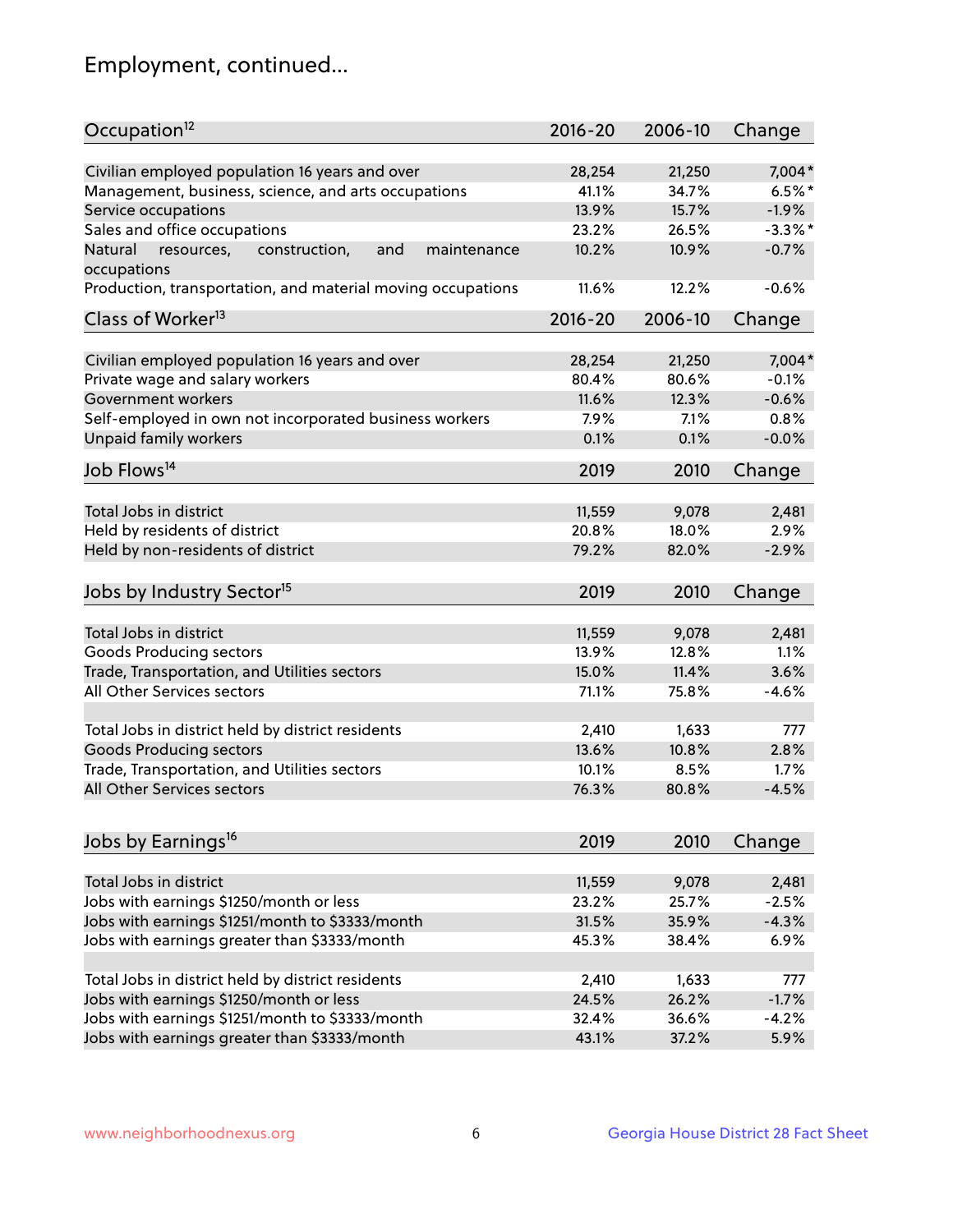# Employment, continued...

| Occupation[12] | 2016-20 | 2006-10 | Change |
|---|---|---|---|
| Civilian employed population 16 years and over | 28,254 | 21,250 | 7,004* |
| Management, business, science, and arts occupations | 41.1% | 34.7% | 6.5%* |
| Service occupations | 13.9% | 15.7% | -1.9% |
| Sales and office occupations | 23.2% | 26.5% | -3.3%* |
| Natural resources, construction, and maintenance occupations | 10.2% | 10.9% | -0.7% |
| Production, transportation, and material moving occupations | 11.6% | 12.2% | -0.6% |

| Class of Worker[13] | 2016-20 | 2006-10 | Change |
|---|---|---|---|
| Civilian employed population 16 years and over | 28,254 | 21,250 | 7,004* |
| Private wage and salary workers | 80.4% | 80.6% | -0.1% |
| Government workers | 11.6% | 12.3% | -0.6% |
| Self-employed in own not incorporated business workers | 7.9% | 7.1% | 0.8% |
| Unpaid family workers | 0.1% | 0.1% | -0.0% |

| Job Flows[14] | 2019 | 2010 | Change |
|---|---|---|---|
| Total Jobs in district | 11,559 | 9,078 | 2,481 |
| Held by residents of district | 20.8% | 18.0% | 2.9% |
| Held by non-residents of district | 79.2% | 82.0% | -2.9% |

| Jobs by Industry Sector[15] | 2019 | 2010 | Change |
|---|---|---|---|
| Total Jobs in district | 11,559 | 9,078 | 2,481 |
| Goods Producing sectors | 13.9% | 12.8% | 1.1% |
| Trade, Transportation, and Utilities sectors | 15.0% | 11.4% | 3.6% |
| All Other Services sectors | 71.1% | 75.8% | -4.6% |
| | | | |
| Total Jobs in district held by district residents | 2,410 | 1,633 | 777 |
| Goods Producing sectors | 13.6% | 10.8% | 2.8% |
| Trade, Transportation, and Utilities sectors | 10.1% | 8.5% | 1.7% |
| All Other Services sectors | 76.3% | 80.8% | -4.5% |

| Jobs by Earnings[16] | 2019 | 2010 | Change |
|---|---|---|---|
| Total Jobs in district | 11,559 | 9,078 | 2,481 |
| Jobs with earnings $1250/month or less | 23.2% | 25.7% | -2.5% |
| Jobs with earnings $1251/month to $3333/month | 31.5% | 35.9% | -4.3% |
| Jobs with earnings greater than $3333/month | 45.3% | 38.4% | 6.9% |
| | | | |
| Total Jobs in district held by district residents | 2,410 | 1,633 | 777 |
| Jobs with earnings $1250/month or less | 24.5% | 26.2% | -1.7% |
| Jobs with earnings $1251/month to $3333/month | 32.4% | 36.6% | -4.2% |
| Jobs with earnings greater than $3333/month | 43.1% | 37.2% | 5.9% |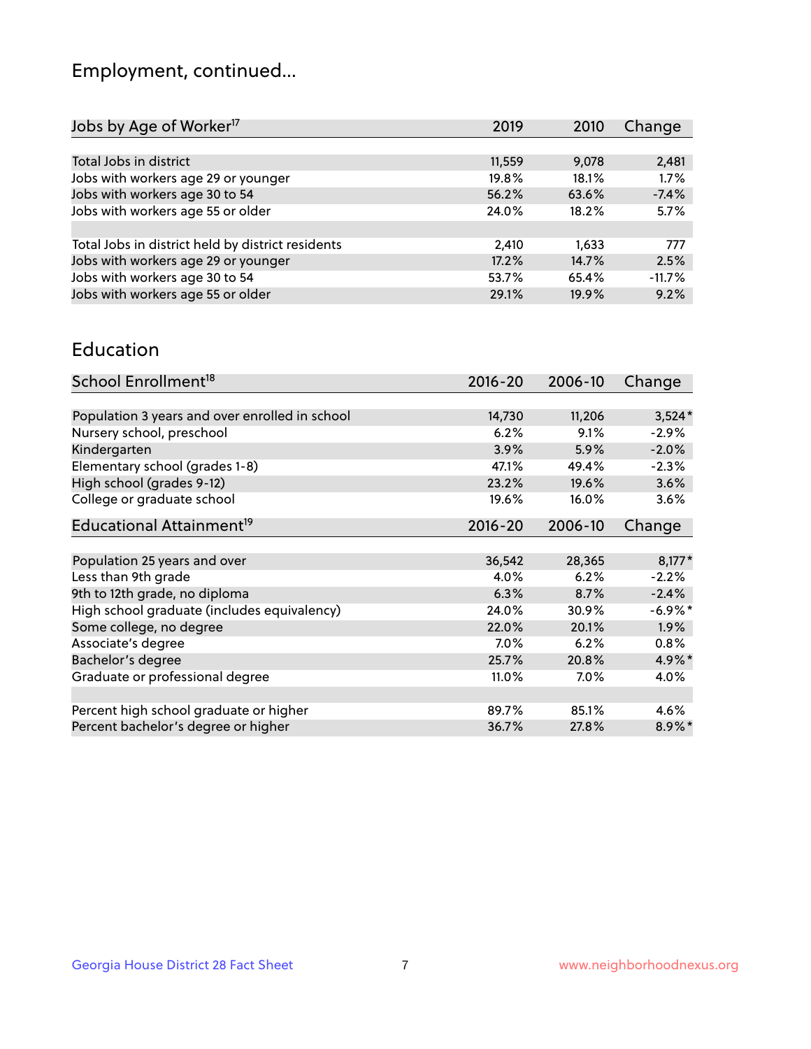# Employment, continued...

| Jobs by Age of Worker[17] | 2019 | 2010 | Change |
|---|---|---|---|
| Total Jobs in district | 11,559 | 9,078 | 2,481 |
| Jobs with workers age 29 or younger | 19.8% | 18.1% | 1.7% |
| Jobs with workers age 30 to 54 | 56.2% | 63.6% | -7.4% |
| Jobs with workers age 55 or older | 24.0% | 18.2% | 5.7% |
| | | | |
| Total Jobs in district held by district residents | 2,410 | 1,633 | 777 |
| Jobs with workers age 29 or younger | 17.2% | 14.7% | 2.5% |
| Jobs with workers age 30 to 54 | 53.7% | 65.4% | -11.7% |
| Jobs with workers age 55 or older | 29.1% | 19.9% | 9.2% |

## Education

| School Enrollment[18] | 2016-20 | 2006-10 | Change |
|---|---|---|---|
| Population 3 years and over enrolled in school | 14,730 | 11,206 | 3,524* |
| Nursery school, preschool | 6.2% | 9.1% | -2.9% |
| Kindergarten | 3.9% | 5.9% | -2.0% |
| Elementary school (grades 1-8) | 47.1% | 49.4% | -2.3% |
| High school (grades 9-12) | 23.2% | 19.6% | 3.6% |
| College or graduate school | 19.6% | 16.0% | 3.6% |

| Educational Attainment[19] | 2016-20 | 2006-10 | Change |
|---|---|---|---|
| Population 25 years and over | 36,542 | 28,365 | 8,177* |
| Less than 9th grade | 4.0% | 6.2% | -2.2% |
| 9th to 12th grade, no diploma | 6.3% | 8.7% | -2.4% |
| High school graduate (includes equivalency) | 24.0% | 30.9% | -6.9%* |
| Some college, no degree | 22.0% | 20.1% | 1.9% |
| Associate's degree | 7.0% | 6.2% | 0.8% |
| Bachelor's degree | 25.7% | 20.8% | 4.9%* |
| Graduate or professional degree | 11.0% | 7.0% | 4.0% |
| | | | |
| Percent high school graduate or higher | 89.7% | 85.1% | 4.6% |
| Percent bachelor's degree or higher | 36.7% | 27.8% | 8.9%* |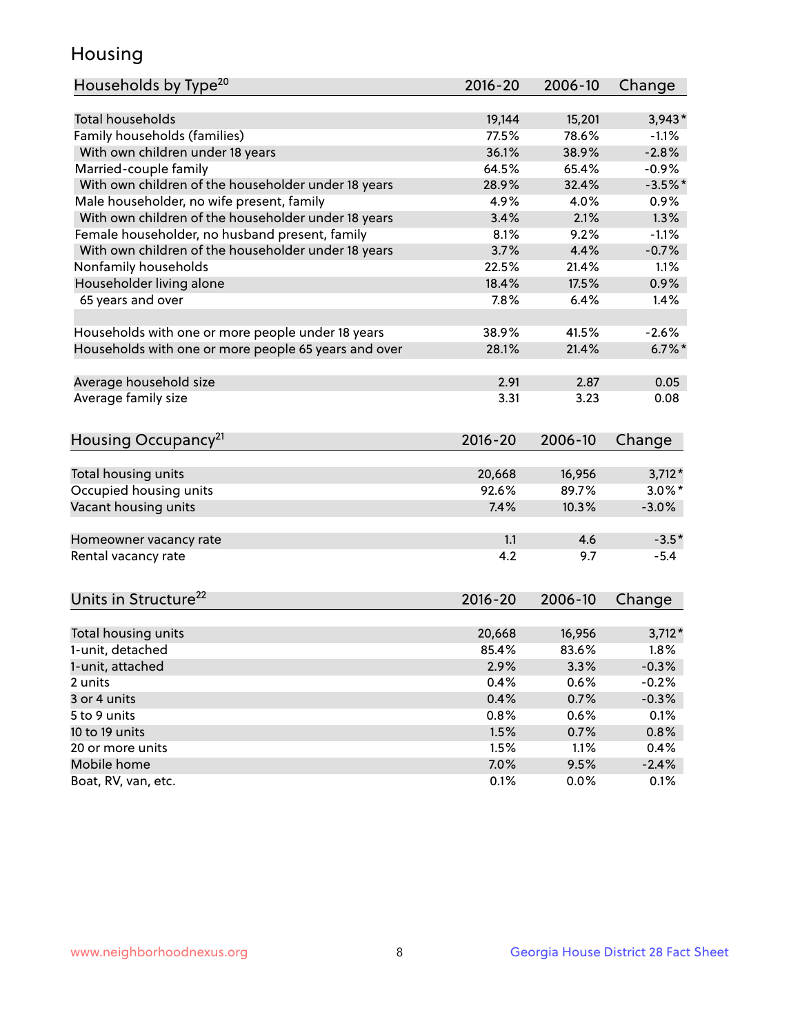# Housing

| Households by Type[20] | 2016-20 | 2006-10 | Change |
|---|---|---|---|
| Total households | 19,144 | 15,201 | 3,943* |
| Family households (families) | 77.5% | 78.6% | -1.1% |
| With own children under 18 years | 36.1% | 38.9% | -2.8% |
| Married-couple family | 64.5% | 65.4% | -0.9% |
| With own children of the householder under 18 years | 28.9% | 32.4% | -3.5%* |
| Male householder, no wife present, family | 4.9% | 4.0% | 0.9% |
| With own children of the householder under 18 years | 3.4% | 2.1% | 1.3% |
| Female householder, no husband present, family | 8.1% | 9.2% | -1.1% |
| With own children of the householder under 18 years | 3.7% | 4.4% | -0.7% |
| Nonfamily households | 22.5% | 21.4% | 1.1% |
| Householder living alone | 18.4% | 17.5% | 0.9% |
| 65 years and over | 7.8% | 6.4% | 1.4% |
| | | | |
| Households with one or more people under 18 years | 38.9% | 41.5% | -2.6% |
| Households with one or more people 65 years and over | 28.1% | 21.4% | 6.7%* |
| | | | |
| Average household size | 2.91 | 2.87 | 0.05 |
| Average family size | 3.31 | 3.23 | 0.08 |

| Housing Occupancy[21] | 2016-20 | 2006-10 | Change |
|---|---|---|---|
| Total housing units | 20,668 | 16,956 | 3,712* |
| Occupied housing units | 92.6% | 89.7% | 3.0%* |
| Vacant housing units | 7.4% | 10.3% | -3.0% |
| | | | |
| Homeowner vacancy rate | 1.1 | 4.6 | -3.5* |
| Rental vacancy rate | 4.2 | 9.7 | -5.4 |

| Units in Structure[22] | 2016-20 | 2006-10 | Change |
|---|---|---|---|
| Total housing units | 20,668 | 16,956 | 3,712* |
| 1-unit, detached | 85.4% | 83.6% | 1.8% |
| 1-unit, attached | 2.9% | 3.3% | -0.3% |
| 2 units | 0.4% | 0.6% | -0.2% |
| 3 or 4 units | 0.4% | 0.7% | -0.3% |
| 5 to 9 units | 0.8% | 0.6% | 0.1% |
| 10 to 19 units | 1.5% | 0.7% | 0.8% |
| 20 or more units | 1.5% | 1.1% | 0.4% |
| Mobile home | 7.0% | 9.5% | -2.4% |
| Boat, RV, van, etc. | 0.1% | 0.0% | 0.1% |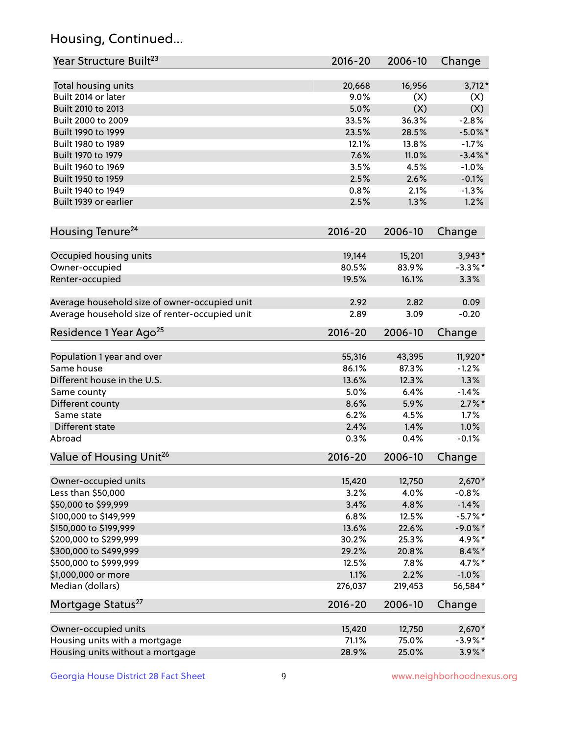## Housing, Continued...

| Year Structure Built[23] | 2016-20 | 2006-10 | Change |
|---|---|---|---|
| Total housing units | 20,668 | 16,956 | 3,712* |
| Built 2014 or later | 9.0% | (X) | (X) |
| Built 2010 to 2013 | 5.0% | (X) | (X) |
| Built 2000 to 2009 | 33.5% | 36.3% | -2.8% |
| Built 1990 to 1999 | 23.5% | 28.5% | -5.0%* |
| Built 1980 to 1989 | 12.1% | 13.8% | -1.7% |
| Built 1970 to 1979 | 7.6% | 11.0% | -3.4%* |
| Built 1960 to 1969 | 3.5% | 4.5% | -1.0% |
| Built 1950 to 1959 | 2.5% | 2.6% | -0.1% |
| Built 1940 to 1949 | 0.8% | 2.1% | -1.3% |
| Built 1939 or earlier | 2.5% | 1.3% | 1.2% |

| Housing Tenure[24] | 2016-20 | 2006-10 | Change |
|---|---|---|---|
| Occupied housing units | 19,144 | 15,201 | 3,943* |
| Owner-occupied | 80.5% | 83.9% | -3.3%* |
| Renter-occupied | 19.5% | 16.1% | 3.3% |
| Average household size of owner-occupied unit | 2.92 | 2.82 | 0.09 |
| Average household size of renter-occupied unit | 2.89 | 3.09 | -0.20 |

| Residence 1 Year Ago[25] | 2016-20 | 2006-10 | Change |
|---|---|---|---|
| Population 1 year and over | 55,316 | 43,395 | 11,920* |
| Same house | 86.1% | 87.3% | -1.2% |
| Different house in the U.S. | 13.6% | 12.3% | 1.3% |
| Same county | 5.0% | 6.4% | -1.4% |
| Different county | 8.6% | 5.9% | 2.7%* |
| Same state | 6.2% | 4.5% | 1.7% |
| Different state | 2.4% | 1.4% | 1.0% |
| Abroad | 0.3% | 0.4% | -0.1% |

| Value of Housing Unit[26] | 2016-20 | 2006-10 | Change |
|---|---|---|---|
| Owner-occupied units | 15,420 | 12,750 | 2,670* |
| Less than $50,000 | 3.2% | 4.0% | -0.8% |
| $50,000 to $99,999 | 3.4% | 4.8% | -1.4% |
| $100,000 to $149,999 | 6.8% | 12.5% | -5.7%* |
| $150,000 to $199,999 | 13.6% | 22.6% | -9.0%* |
| $200,000 to $299,999 | 30.2% | 25.3% | 4.9%* |
| $300,000 to $499,999 | 29.2% | 20.8% | 8.4%* |
| $500,000 to $999,999 | 12.5% | 7.8% | 4.7%* |
| $1,000,000 or more | 1.1% | 2.2% | -1.0% |
| Median (dollars) | 276,037 | 219,453 | 56,584* |

| Mortgage Status[27] | 2016-20 | 2006-10 | Change |
|---|---|---|---|
| Owner-occupied units | 15,420 | 12,750 | 2,670* |
| Housing units with a mortgage | 71.1% | 75.0% | -3.9%* |
| Housing units without a mortgage | 28.9% | 25.0% | 3.9%* |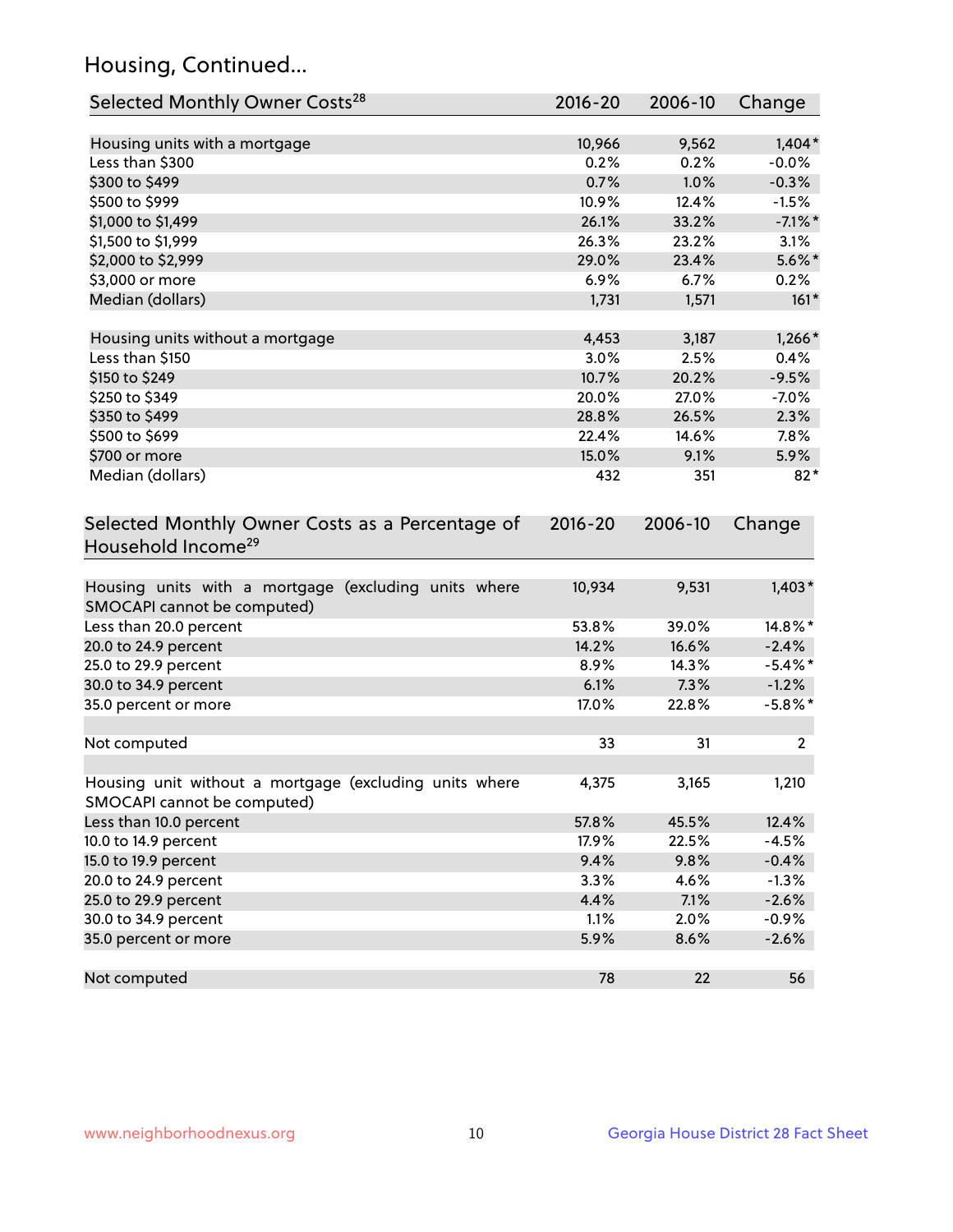## Housing, Continued...

| Selected Monthly Owner Costs[28] | 2016-20 | 2006-10 | Change |
|---|---|---|---|
| Housing units with a mortgage | 10,966 | 9,562 | 1,404* |
| Less than $300 | 0.2% | 0.2% | -0.0% |
| $300 to $499 | 0.7% | 1.0% | -0.3% |
| $500 to $999 | 10.9% | 12.4% | -1.5% |
| $1,000 to $1,499 | 26.1% | 33.2% | -7.1%* |
| $1,500 to $1,999 | 26.3% | 23.2% | 3.1% |
| $2,000 to $2,999 | 29.0% | 23.4% | 5.6%* |
| $3,000 or more | 6.9% | 6.7% | 0.2% |
| Median (dollars) | 1,731 | 1,571 | 161* |
| | | | |
| Housing units without a mortgage | 4,453 | 3,187 | 1,266* |
| Less than $150 | 3.0% | 2.5% | 0.4% |
| $150 to $249 | 10.7% | 20.2% | -9.5% |
| $250 to $349 | 20.0% | 27.0% | -7.0% |
| $350 to $499 | 28.8% | 26.5% | 2.3% |
| $500 to $699 | 22.4% | 14.6% | 7.8% |
| $700 or more | 15.0% | 9.1% | 5.9% |
| Median (dollars) | 432 | 351 | 82* |

| Selected Monthly Owner Costs as a Percentage of Household Income[29] | 2016-20 | 2006-10 | Change |
|---|---|---|---|
| Housing units with a mortgage (excluding units where SMOCAPI cannot be computed) | 10,934 | 9,531 | 1,403* |
| Less than 20.0 percent | 53.8% | 39.0% | 14.8%* |
| 20.0 to 24.9 percent | 14.2% | 16.6% | -2.4% |
| 25.0 to 29.9 percent | 8.9% | 14.3% | -5.4%* |
| 30.0 to 34.9 percent | 6.1% | 7.3% | -1.2% |
| 35.0 percent or more | 17.0% | 22.8% | -5.8%* |
| | | | |
| Not computed | 33 | 31 | 2 |
| | | | |
| Housing unit without a mortgage (excluding units where SMOCAPI cannot be computed) | 4,375 | 3,165 | 1,210 |
| Less than 10.0 percent | 57.8% | 45.5% | 12.4% |
| 10.0 to 14.9 percent | 17.9% | 22.5% | -4.5% |
| 15.0 to 19.9 percent | 9.4% | 9.8% | -0.4% |
| 20.0 to 24.9 percent | 3.3% | 4.6% | -1.3% |
| 25.0 to 29.9 percent | 4.4% | 7.1% | -2.6% |
| 30.0 to 34.9 percent | 1.1% | 2.0% | -0.9% |
| 35.0 percent or more | 5.9% | 8.6% | -2.6% |
| | | | |
| Not computed | 78 | 22 | 56 |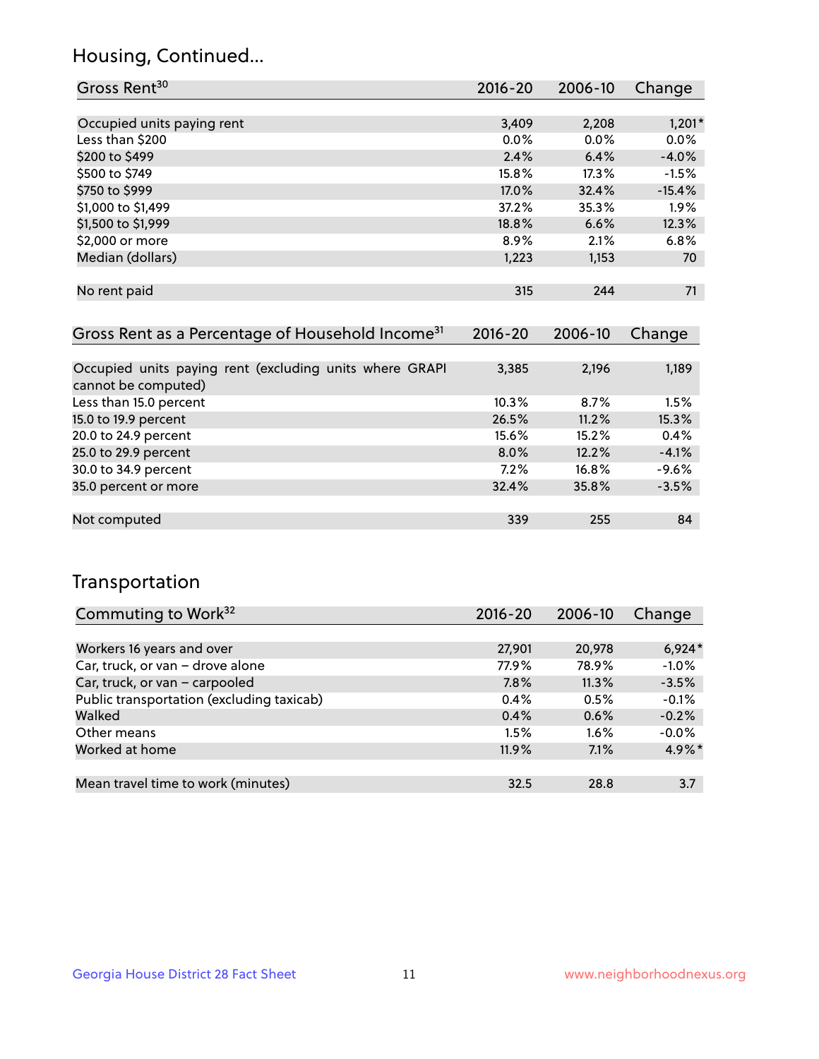## Housing, Continued...

| Gross Rent[30] | 2016-20 | 2006-10 | Change |
|---|---|---|---|
| Occupied units paying rent | 3,409 | 2,208 | 1,201* |
| Less than $200 | 0.0% | 0.0% | 0.0% |
| $200 to $499 | 2.4% | 6.4% | -4.0% |
| $500 to $749 | 15.8% | 17.3% | -1.5% |
| $750 to $999 | 17.0% | 32.4% | -15.4% |
| $1,000 to $1,499 | 37.2% | 35.3% | 1.9% |
| $1,500 to $1,999 | 18.8% | 6.6% | 12.3% |
| $2,000 or more | 8.9% | 2.1% | 6.8% |
| Median (dollars) | 1,223 | 1,153 | 70 |
| No rent paid | 315 | 244 | 71 |

| Gross Rent as a Percentage of Household Income[31] | 2016-20 | 2006-10 | Change |
|---|---|---|---|
| Occupied units paying rent (excluding units where GRAPI cannot be computed) | 3,385 | 2,196 | 1,189 |
| Less than 15.0 percent | 10.3% | 8.7% | 1.5% |
| 15.0 to 19.9 percent | 26.5% | 11.2% | 15.3% |
| 20.0 to 24.9 percent | 15.6% | 15.2% | 0.4% |
| 25.0 to 29.9 percent | 8.0% | 12.2% | -4.1% |
| 30.0 to 34.9 percent | 7.2% | 16.8% | -9.6% |
| 35.0 percent or more | 32.4% | 35.8% | -3.5% |
| Not computed | 339 | 255 | 84 |

## Transportation

| Commuting to Work[32] | 2016-20 | 2006-10 | Change |
|---|---|---|---|
| Workers 16 years and over | 27,901 | 20,978 | 6,924* |
| Car, truck, or van – drove alone | 77.9% | 78.9% | -1.0% |
| Car, truck, or van – carpooled | 7.8% | 11.3% | -3.5% |
| Public transportation (excluding taxicab) | 0.4% | 0.5% | -0.1% |
| Walked | 0.4% | 0.6% | -0.2% |
| Other means | 1.5% | 1.6% | -0.0% |
| Worked at home | 11.9% | 7.1% | 4.9%* |
| Mean travel time to work (minutes) | 32.5 | 28.8 | 3.7 |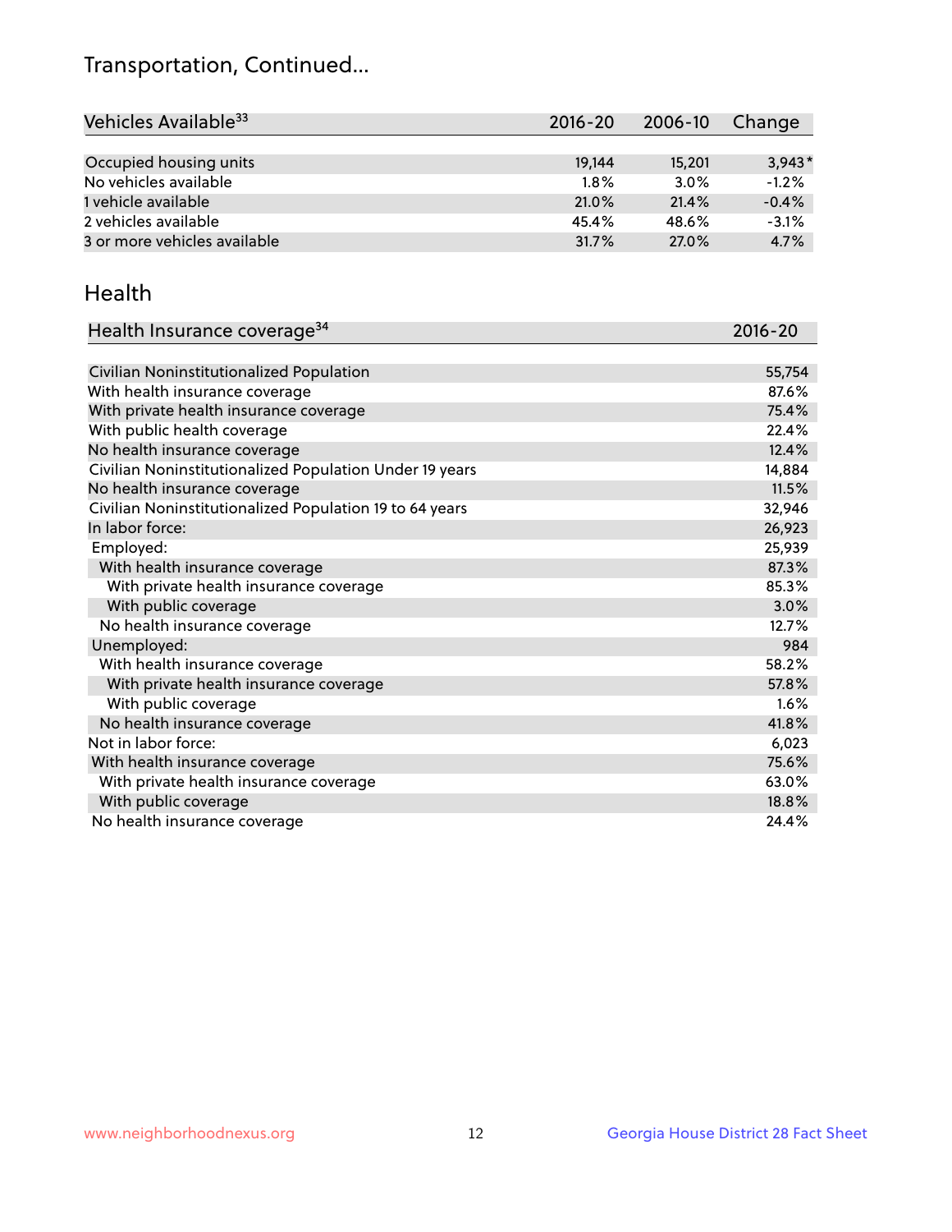## Transportation, Continued...

| Vehicles Available[33] | 2016-20 | 2006-10 | Change |
|---|---|---|---|
| Occupied housing units | 19,144 | 15,201 | 3,943* |
| No vehicles available | 1.8% | 3.0% | -1.2% |
| 1 vehicle available | 21.0% | 21.4% | -0.4% |
| 2 vehicles available | 45.4% | 48.6% | -3.1% |
| 3 or more vehicles available | 31.7% | 27.0% | 4.7% |

## Health

| Health Insurance coverage[34] | 2016-20 |
|---|---|
| Civilian Noninstitutionalized Population | 55,754 |
| With health insurance coverage | 87.6% |
| With private health insurance coverage | 75.4% |
| With public health coverage | 22.4% |
| No health insurance coverage | 12.4% |
| Civilian Noninstitutionalized Population Under 19 years | 14,884 |
| No health insurance coverage | 11.5% |
| Civilian Noninstitutionalized Population 19 to 64 years | 32,946 |
| In labor force: | 26,923 |
| Employed: | 25,939 |
| With health insurance coverage | 87.3% |
| With private health insurance coverage | 85.3% |
| With public coverage | 3.0% |
| No health insurance coverage | 12.7% |
| Unemployed: | 984 |
| With health insurance coverage | 58.2% |
| With private health insurance coverage | 57.8% |
| With public coverage | 1.6% |
| No health insurance coverage | 41.8% |
| Not in labor force: | 6,023 |
| With health insurance coverage | 75.6% |
| With private health insurance coverage | 63.0% |
| With public coverage | 18.8% |
| No health insurance coverage | 24.4% |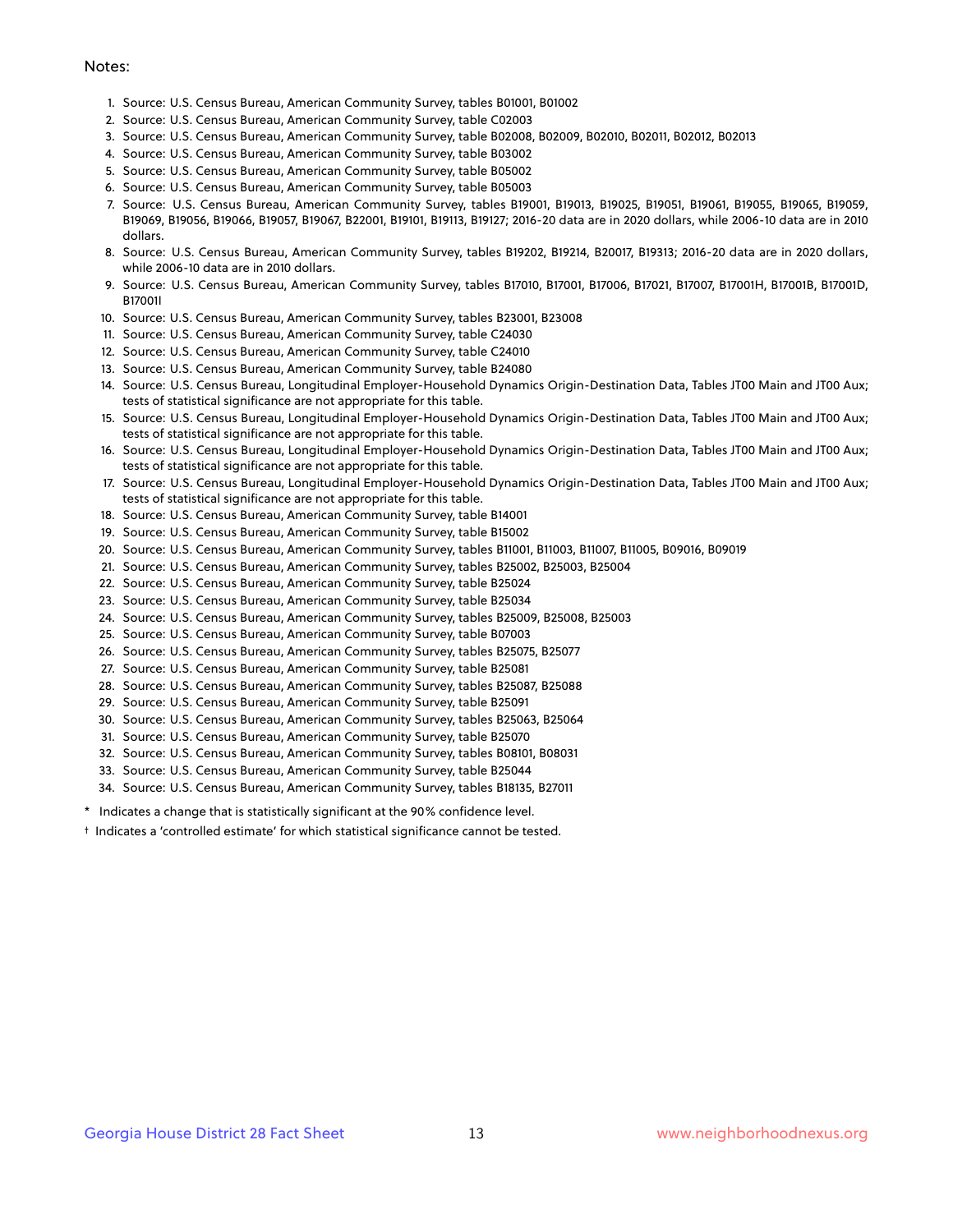Notes:

1. Source: U.S. Census Bureau, American Community Survey, tables B01001, B01002
2. Source: U.S. Census Bureau, American Community Survey, table C02003
3. Source: U.S. Census Bureau, American Community Survey, table B02008, B02009, B02010, B02011, B02012, B02013
4. Source: U.S. Census Bureau, American Community Survey, table B03002
5. Source: U.S. Census Bureau, American Community Survey, table B05002
6. Source: U.S. Census Bureau, American Community Survey, table B05003
7. Source: U.S. Census Bureau, American Community Survey, tables B19001, B19013, B19025, B19051, B19061, B19055, B19065, B19059, B19069, B19056, B19066, B19057, B19067, B22001, B19101, B19113, B19127; 2016-20 data are in 2020 dollars, while 2006-10 data are in 2010 dollars.
8. Source: U.S. Census Bureau, American Community Survey, tables B19202, B19214, B20017, B19313; 2016-20 data are in 2020 dollars, while 2006-10 data are in 2010 dollars.
9. Source: U.S. Census Bureau, American Community Survey, tables B17010, B17001, B17006, B17021, B17007, B17001H, B17001B, B17001D, B17001I
10. Source: U.S. Census Bureau, American Community Survey, tables B23001, B23008
11. Source: U.S. Census Bureau, American Community Survey, table C24030
12. Source: U.S. Census Bureau, American Community Survey, table C24010
13. Source: U.S. Census Bureau, American Community Survey, table B24080
14. Source: U.S. Census Bureau, Longitudinal Employer-Household Dynamics Origin-Destination Data, Tables JT00 Main and JT00 Aux; tests of statistical significance are not appropriate for this table.
15. Source: U.S. Census Bureau, Longitudinal Employer-Household Dynamics Origin-Destination Data, Tables JT00 Main and JT00 Aux; tests of statistical significance are not appropriate for this table.
16. Source: U.S. Census Bureau, Longitudinal Employer-Household Dynamics Origin-Destination Data, Tables JT00 Main and JT00 Aux; tests of statistical significance are not appropriate for this table.
17. Source: U.S. Census Bureau, Longitudinal Employer-Household Dynamics Origin-Destination Data, Tables JT00 Main and JT00 Aux; tests of statistical significance are not appropriate for this table.
18. Source: U.S. Census Bureau, American Community Survey, table B14001
19. Source: U.S. Census Bureau, American Community Survey, table B15002
20. Source: U.S. Census Bureau, American Community Survey, tables B11001, B11003, B11007, B11005, B09016, B09019
21. Source: U.S. Census Bureau, American Community Survey, tables B25002, B25003, B25004
22. Source: U.S. Census Bureau, American Community Survey, table B25024
23. Source: U.S. Census Bureau, American Community Survey, table B25034
24. Source: U.S. Census Bureau, American Community Survey, tables B25009, B25008, B25003
25. Source: U.S. Census Bureau, American Community Survey, table B07003
26. Source: U.S. Census Bureau, American Community Survey, tables B25075, B25077
27. Source: U.S. Census Bureau, American Community Survey, table B25081
28. Source: U.S. Census Bureau, American Community Survey, tables B25087, B25088
29. Source: U.S. Census Bureau, American Community Survey, table B25091
30. Source: U.S. Census Bureau, American Community Survey, tables B25063, B25064
31. Source: U.S. Census Bureau, American Community Survey, table B25070
32. Source: U.S. Census Bureau, American Community Survey, tables B08101, B08031
33. Source: U.S. Census Bureau, American Community Survey, table B25044
34. Source: U.S. Census Bureau, American Community Survey, tables B18135, B27011

\* Indicates a change that is statistically significant at the 90% confidence level.

† Indicates a 'controlled estimate' for which statistical significance cannot be tested.